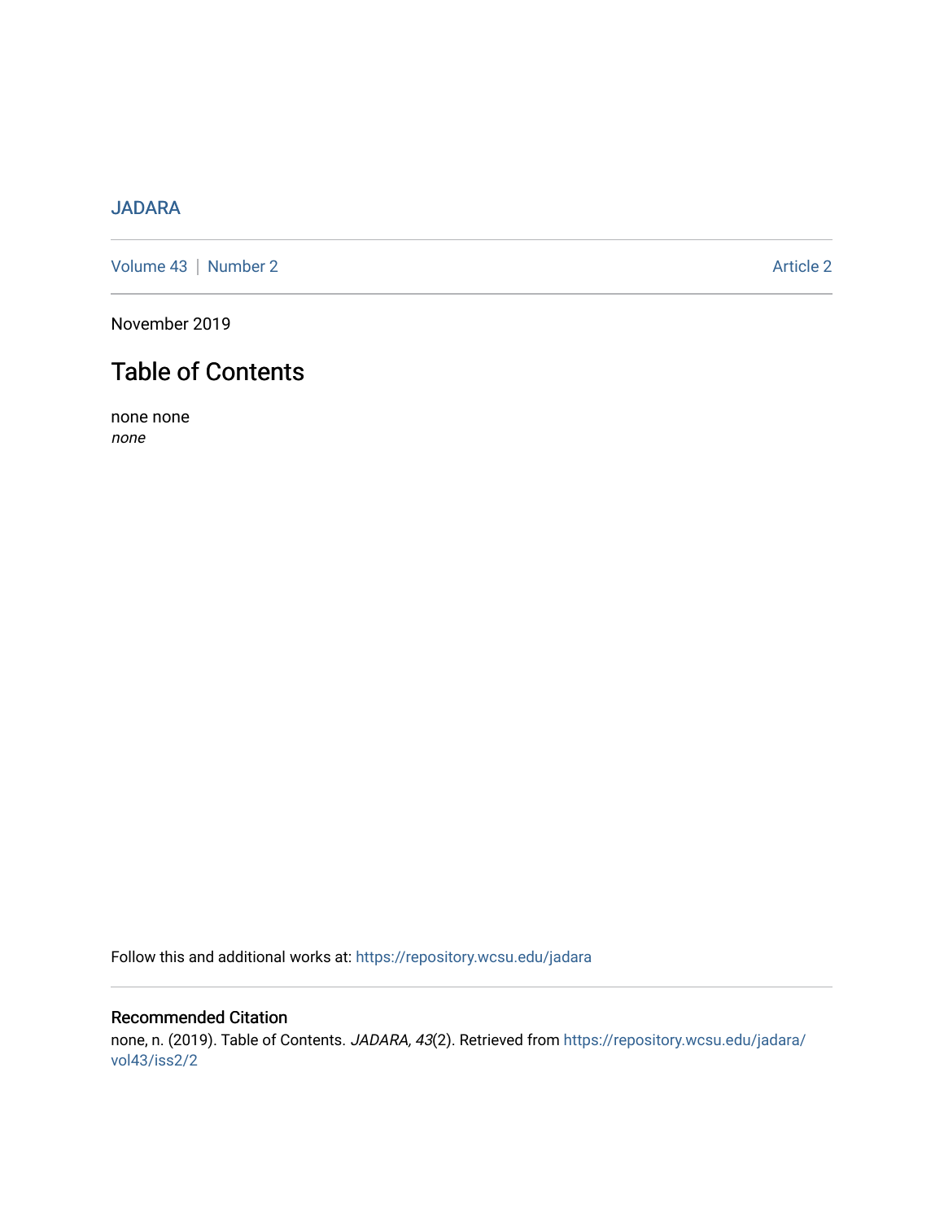JADARA

Volume 43 | Number 2 Article 2

November 2019

# Table of Contents

none none
*none*

Follow this and additional works at: https://repository.wcsu.edu/jadara

## Recommended Citation

none, n. (2019). Table of Contents. *JADARA, 43*(2). Retrieved from https://repository.wcsu.edu/jadara/vol43/iss2/2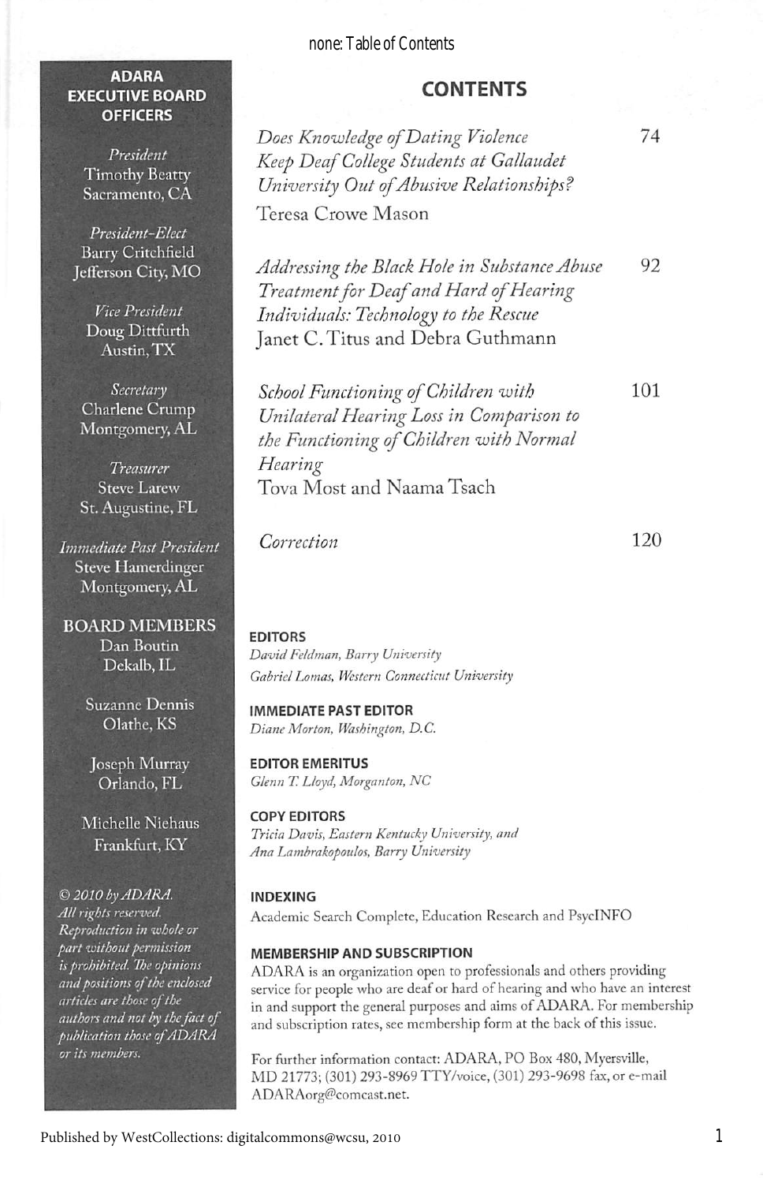## ADARA EXECUTIVE BOARD OFFICERS

*President*
Timothy Beatty
Sacramento, CA

*President-Elect*
Barry Critchfield
Jefferson City, MO

*Vice President*
Doug Dittfurth
Austin, TX

*Secretary*
Charlene Crump
Montgomery, AL

*Treasurer*
Steve Larew
St. Augustine, FL

*Immediate Past President*
Steve Hamerdinger
Montgomery, AL

### BOARD MEMBERS

Dan Boutin
Dekalb, IL

Suzanne Dennis
Olathe, KS

Joseph Murray
Orlando, FL

Michelle Niehaus
Frankfurt, KY

*© 2010 by ADARA. All rights reserved. Reproduction in whole or part without permission is prohibited. The opinions and positions of the enclosed articles are those of the authors and not by the fact of publication those of ADARA or its members.*

## CONTENTS

*Does Knowledge of Dating Violence Keep Deaf College Students at Gallaudet University Out of Abusive Relationships?* — 74
Teresa Crowe Mason

*Addressing the Black Hole in Substance Abuse Treatment for Deaf and Hard of Hearing Individuals: Technology to the Rescue* — 92
Janet C. Titus and Debra Guthmann

*School Functioning of Children with Unilateral Hearing Loss in Comparison to the Functioning of Children with Normal Hearing* — 101
Tova Most and Naama Tsach

*Correction* — 120

**EDITORS**
*David Feldman, Barry University*
*Gabriel Lomas, Western Connecticut University*

**IMMEDIATE PAST EDITOR**
*Diane Morton, Washington, D.C.*

**EDITOR EMERITUS**
*Glenn T. Lloyd, Morganton, NC*

**COPY EDITORS**
*Tricia Davis, Eastern Kentucky University, and*
*Ana Lambrakopoulos, Barry University*

**INDEXING**
Academic Search Complete, Education Research and PsycINFO

**MEMBERSHIP AND SUBSCRIPTION**
ADARA is an organization open to professionals and others providing service for people who are deaf or hard of hearing and who have an interest in and support the general purposes and aims of ADARA. For membership and subscription rates, see membership form at the back of this issue.

For further information contact: ADARA, PO Box 480, Myersville, MD 21773; (301) 293-8969 TTY/voice, (301) 293-9698 fax, or e-mail ADARAorg@comcast.net.